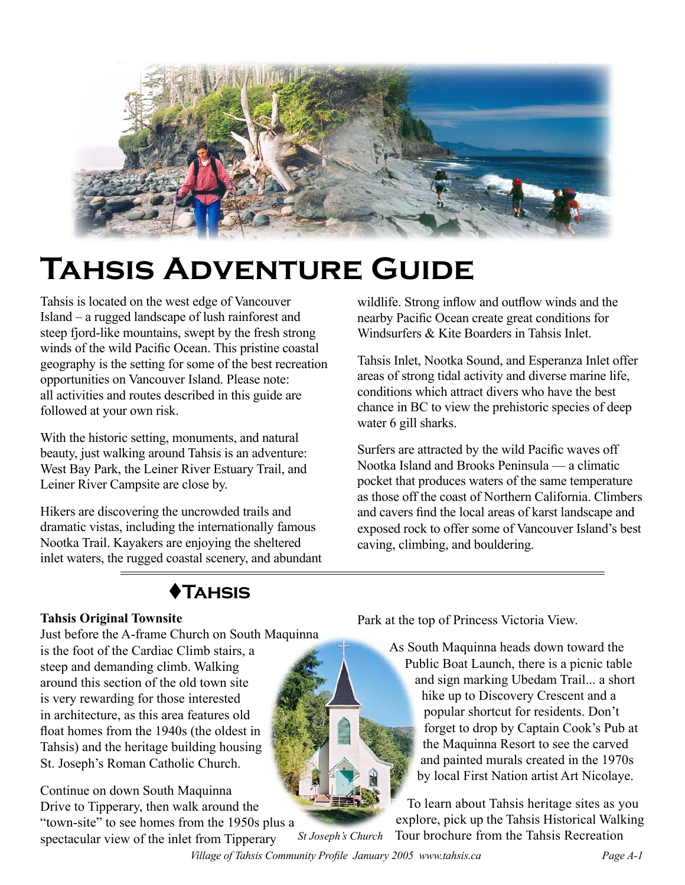# Tahsis Adventure Guide

Tahsis is located on the west edge of Vancouver Island – a rugged landscape of lush rainforest and steep fjord-like mountains, swept by the fresh strong winds of the wild Pacific Ocean. This pristine coastal geography is the setting for some of the best recreation opportunities on Vancouver Island. Please note: all activities and routes described in this guide are followed at your own risk.

With the historic setting, monuments, and natural beauty, just walking around Tahsis is an adventure: West Bay Park, the Leiner River Estuary Trail, and Leiner River Campsite are close by.

Hikers are discovering the uncrowded trails and dramatic vistas, including the internationally famous Nootka Trail. Kayakers are enjoying the sheltered inlet waters, the rugged coastal scenery, and abundant wildlife. Strong inflow and outflow winds and the nearby Pacific Ocean create great conditions for Windsurfers & Kite Boarders in Tahsis Inlet.

Tahsis Inlet, Nootka Sound, and Esperanza Inlet offer areas of strong tidal activity and diverse marine life, conditions which attract divers who have the best chance in BC to view the prehistoric species of deep water 6 gill sharks.

Surfers are attracted by the wild Pacific waves off Nootka Island and Brooks Peninsula — a climatic pocket that produces waters of the same temperature as those off the coast of Northern California. Climbers and cavers find the local areas of karst landscape and exposed rock to offer some of Vancouver Island's best caving, climbing, and bouldering.

## ♦Tahsis

**Tahsis Original Townsite**

Just before the A-frame Church on South Maquinna is the foot of the Cardiac Climb stairs, a steep and demanding climb. Walking around this section of the old town site is very rewarding for those interested in architecture, as this area features old float homes from the 1940s (the oldest in Tahsis) and the heritage building housing St. Joseph's Roman Catholic Church.

Continue on down South Maquinna Drive to Tipperary, then walk around the "town-site" to see homes from the 1950s plus a spectacular view of the inlet from Tipperary Park at the top of Princess Victoria View.

*St Joseph's Church*

As South Maquinna heads down toward the Public Boat Launch, there is a picnic table and sign marking Ubedam Trail... a short hike up to Discovery Crescent and a popular shortcut for residents. Don't forget to drop by Captain Cook's Pub at the Maquinna Resort to see the carved and painted murals created in the 1970s by local First Nation artist Art Nicolaye.

To learn about Tahsis heritage sites as you explore, pick up the Tahsis Historical Walking Tour brochure from the Tahsis Recreation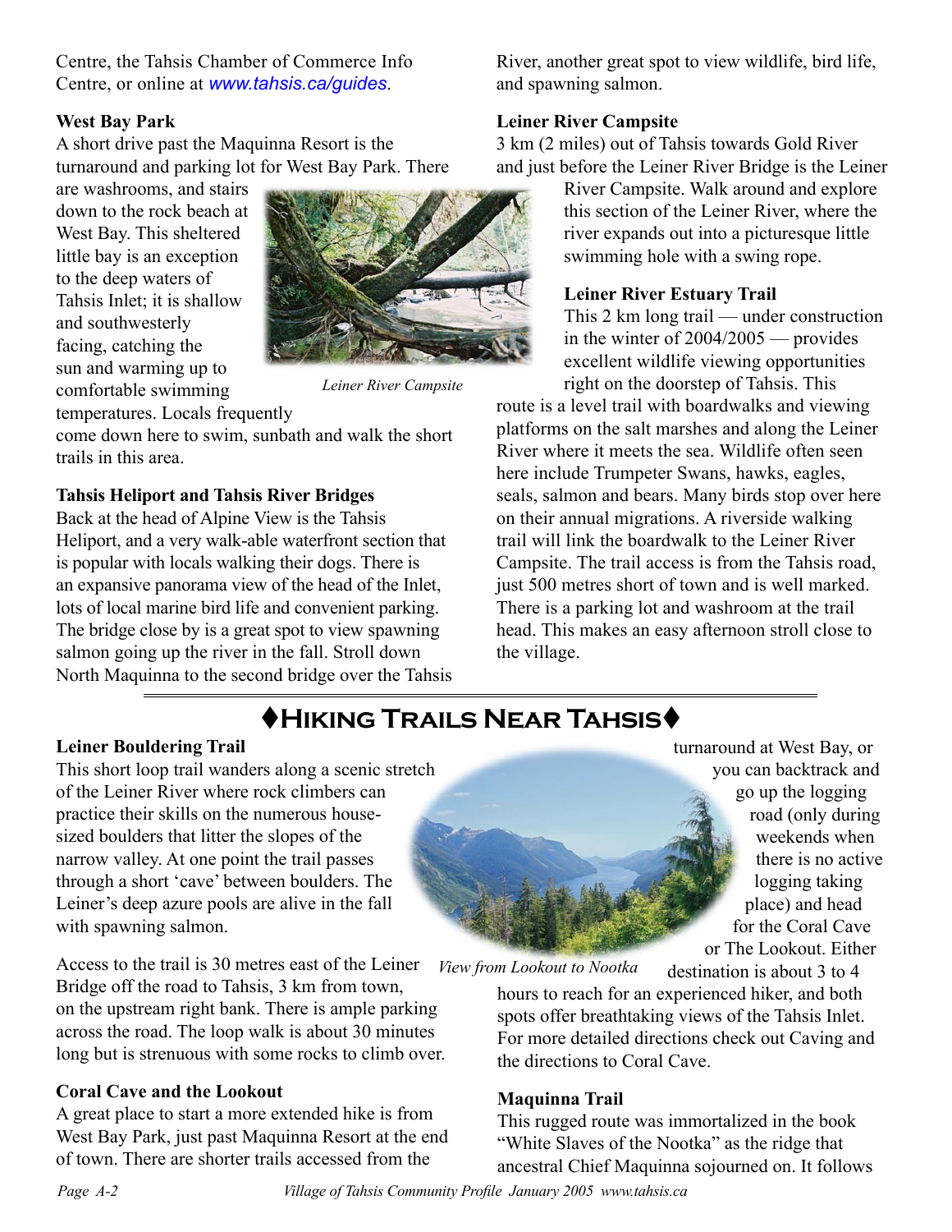Centre, the Tahsis Chamber of Commerce Info Centre, or online at www.tahsis.ca/guides.

### West Bay Park

A short drive past the Maquinna Resort is the turnaround and parking lot for West Bay Park. There are washrooms, and stairs down to the rock beach at West Bay. This sheltered little bay is an exception to the deep waters of Tahsis Inlet; it is shallow and southwesterly facing, catching the sun and warming up to comfortable swimming temperatures. Locals frequently come down here to swim, sunbath and walk the short trails in this area.

*Leiner River Campsite*

### Tahsis Heliport and Tahsis River Bridges

Back at the head of Alpine View is the Tahsis Heliport, and a very walk-able waterfront section that is popular with locals walking their dogs. There is an expansive panorama view of the head of the Inlet, lots of local marine bird life and convenient parking. The bridge close by is a great spot to view spawning salmon going up the river in the fall. Stroll down North Maquinna to the second bridge over the Tahsis River, another great spot to view wildlife, bird life, and spawning salmon.

### Leiner River Campsite

3 km (2 miles) out of Tahsis towards Gold River and just before the Leiner River Bridge is the Leiner River Campsite. Walk around and explore this section of the Leiner River, where the river expands out into a picturesque little swimming hole with a swing rope.

### Leiner River Estuary Trail

This 2 km long trail — under construction in the winter of 2004/2005 — provides excellent wildlife viewing opportunities right on the doorstep of Tahsis. This route is a level trail with boardwalks and viewing platforms on the salt marshes and along the Leiner River where it meets the sea. Wildlife often seen here include Trumpeter Swans, hawks, eagles, seals, salmon and bears. Many birds stop over here on their annual migrations. A riverside walking trail will link the boardwalk to the Leiner River Campsite. The trail access is from the Tahsis road, just 500 metres short of town and is well marked. There is a parking lot and washroom at the trail head. This makes an easy afternoon stroll close to the village.

## ♦Hiking Trails Near Tahsis♦

### Leiner Bouldering Trail

This short loop trail wanders along a scenic stretch of the Leiner River where rock climbers can practice their skills on the numerous house-sized boulders that litter the slopes of the narrow valley. At one point the trail passes through a short 'cave' between boulders. The Leiner's deep azure pools are alive in the fall with spawning salmon.

Access to the trail is 30 metres east of the Leiner Bridge off the road to Tahsis, 3 km from town, on the upstream right bank. There is ample parking across the road. The loop walk is about 30 minutes long but is strenuous with some rocks to climb over.

### Coral Cave and the Lookout

A great place to start a more extended hike is from West Bay Park, just past Maquinna Resort at the end of town. There are shorter trails accessed from the turnaround at West Bay, or you can backtrack and go up the logging road (only during weekends when there is no active logging taking place) and head for the Coral Cave or The Lookout. Either destination is about 3 to 4 hours to reach for an experienced hiker, and both spots offer breathtaking views of the Tahsis Inlet. For more detailed directions check out Caving and the directions to Coral Cave.

*View from Lookout to Nootka*

### Maquinna Trail

This rugged route was immortalized in the book "White Slaves of the Nootka" as the ridge that ancestral Chief Maquinna sojourned on. It follows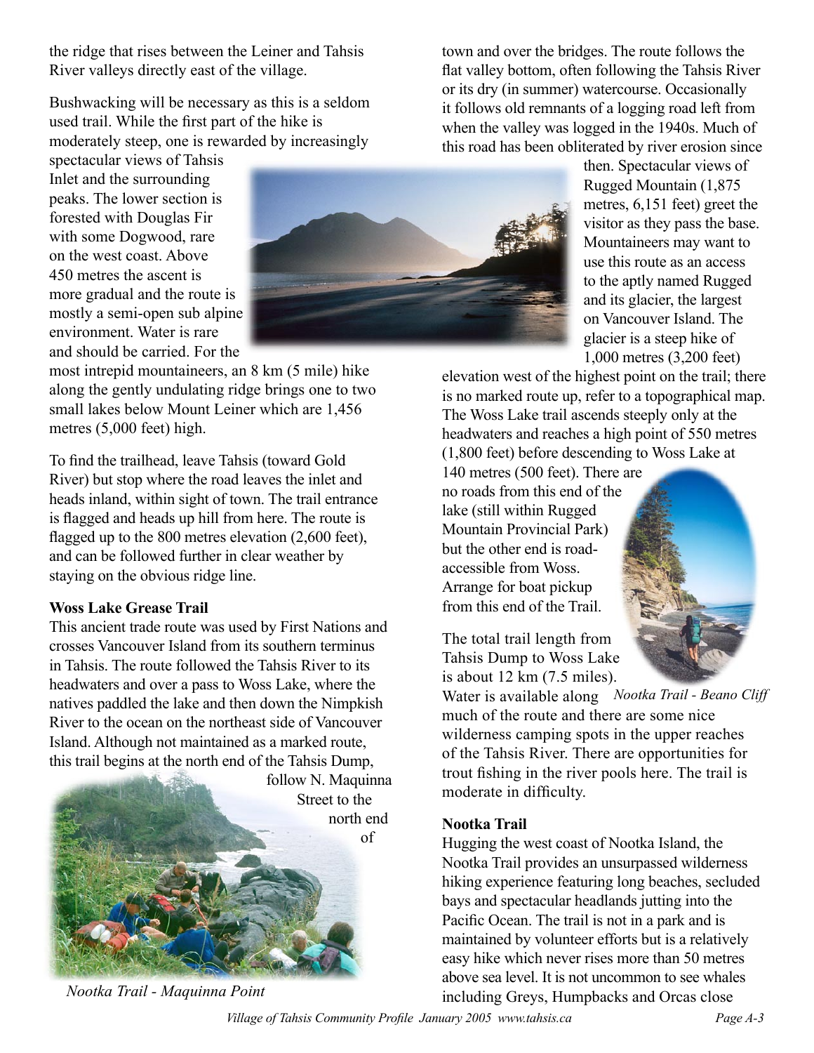the ridge that rises between the Leiner and Tahsis River valleys directly east of the village.

Bushwacking will be necessary as this is a seldom used trail. While the first part of the hike is moderately steep, one is rewarded by increasingly spectacular views of Tahsis Inlet and the surrounding peaks. The lower section is forested with Douglas Fir with some Dogwood, rare on the west coast. Above 450 metres the ascent is more gradual and the route is mostly a semi-open sub alpine environment. Water is rare and should be carried. For the most intrepid mountaineers, an 8 km (5 mile) hike along the gently undulating ridge brings one to two small lakes below Mount Leiner which are 1,456 metres (5,000 feet) high.

To find the trailhead, leave Tahsis (toward Gold River) but stop where the road leaves the inlet and heads inland, within sight of town. The trail entrance is flagged and heads up hill from here. The route is flagged up to the 800 metres elevation (2,600 feet), and can be followed further in clear weather by staying on the obvious ridge line.

**Woss Lake Grease Trail**

This ancient trade route was used by First Nations and crosses Vancouver Island from its southern terminus in Tahsis. The route followed the Tahsis River to its headwaters and over a pass to Woss Lake, where the natives paddled the lake and then down the Nimpkish River to the ocean on the northeast side of Vancouver Island. Although not maintained as a marked route, this trail begins at the north end of the Tahsis Dump, follow N. Maquinna Street to the north end of town and over the bridges. The route follows the flat valley bottom, often following the Tahsis River or its dry (in summer) watercourse. Occasionally it follows old remnants of a logging road left from when the valley was logged in the 1940s. Much of this road has been obliterated by river erosion since then. Spectacular views of Rugged Mountain (1,875 metres, 6,151 feet) greet the visitor as they pass the base. Mountaineers may want to use this route as an access to the aptly named Rugged and its glacier, the largest on Vancouver Island. The glacier is a steep hike of 1,000 metres (3,200 feet) elevation west of the highest point on the trail; there is no marked route up, refer to a topographical map. The Woss Lake trail ascends steeply only at the headwaters and reaches a high point of 550 metres (1,800 feet) before descending to Woss Lake at 140 metres (500 feet). There are no roads from this end of the lake (still within Rugged Mountain Provincial Park) but the other end is road-accessible from Woss. Arrange for boat pickup from this end of the Trail.

*Nootka Trail - Maquinna Point*

The total trail length from Tahsis Dump to Woss Lake is about 12 km (7.5 miles). Water is available along much of the route and there are some nice wilderness camping spots in the upper reaches of the Tahsis River. There are opportunities for trout fishing in the river pools here. The trail is moderate in difficulty.

*Nootka Trail - Beano Cliff*

**Nootka Trail**

Hugging the west coast of Nootka Island, the Nootka Trail provides an unsurpassed wilderness hiking experience featuring long beaches, secluded bays and spectacular headlands jutting into the Pacific Ocean. The trail is not in a park and is maintained by volunteer efforts but is a relatively easy hike which never rises more than 50 metres above sea level. It is not uncommon to see whales including Greys, Humpbacks and Orcas close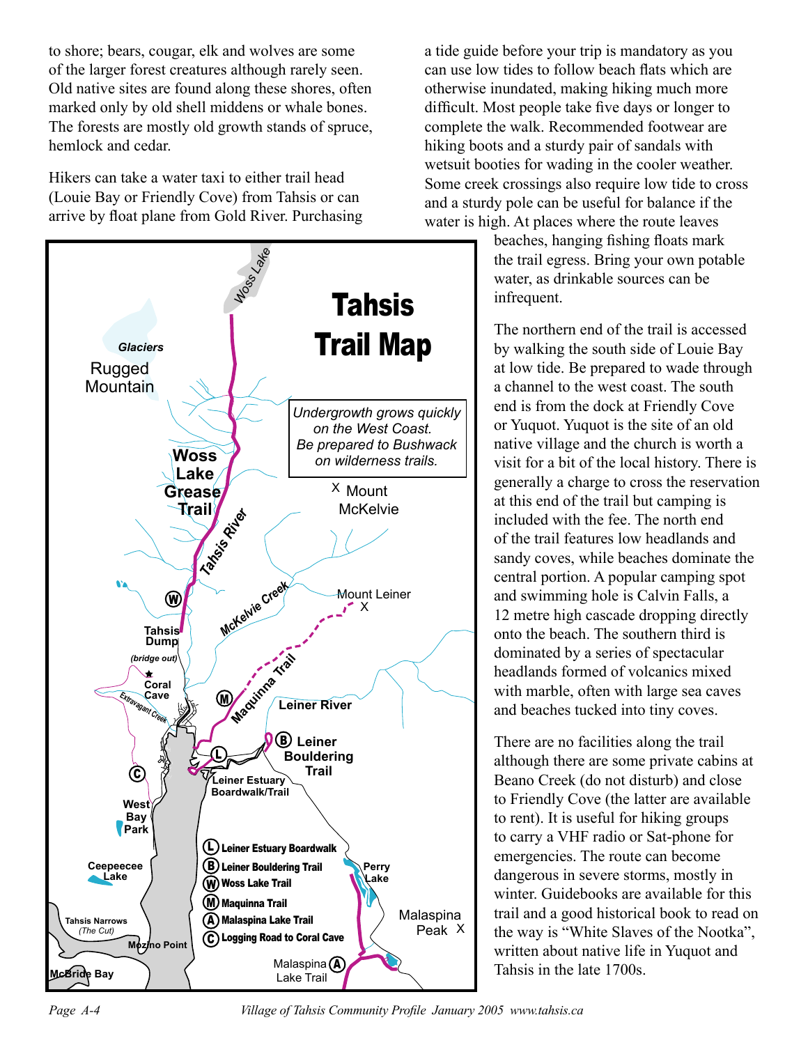to shore; bears, cougar, elk and wolves are some of the larger forest creatures although rarely seen. Old native sites are found along these shores, often marked only by old shell middens or whale bones. The forests are mostly old growth stands of spruce, hemlock and cedar.

Hikers can take a water taxi to either trail head (Louie Bay or Friendly Cove) from Tahsis or can arrive by float plane from Gold River. Purchasing a tide guide before your trip is mandatory as you can use low tides to follow beach flats which are otherwise inundated, making hiking much more difficult. Most people take five days or longer to complete the walk. Recommended footwear are hiking boots and a sturdy pair of sandals with wetsuit booties for wading in the cooler weather. Some creek crossings also require low tide to cross and a sturdy pole can be useful for balance if the water is high. At places where the route leaves beaches, hanging fishing floats mark the trail egress. Bring your own potable water, as drinkable sources can be infrequent.

The northern end of the trail is accessed by walking the south side of Louie Bay at low tide. Be prepared to wade through a channel to the west coast. The south end is from the dock at Friendly Cove or Yuquot. Yuquot is the site of an old native village and the church is worth a visit for a bit of the local history. There is generally a charge to cross the reservation at this end of the trail but camping is included with the fee. The north end of the trail features low headlands and sandy coves, while beaches dominate the central portion. A popular camping spot and swimming hole is Calvin Falls, a 12 metre high cascade dropping directly onto the beach. The southern third is dominated by a series of spectacular headlands formed of volcanics mixed with marble, often with large sea caves and beaches tucked into tiny coves.

There are no facilities along the trail although there are some private cabins at Beano Creek (do not disturb) and close to Friendly Cove (the latter are available to rent). It is useful for hiking groups to carry a VHF radio or Sat-phone for emergencies. The route can become dangerous in severe storms, mostly in winter. Guidebooks are available for this trail and a good historical book to read on the way is "White Slaves of the Nootka", written about native life in Yuquot and Tahsis in the late 1700s.

## Tahsis Trail Map

*Undergrowth grows quickly on the West Coast. Be prepared to Bushwack on wilderness trails.*

Woss Lake, Glaciers, Rugged Mountain, Woss Lake Grease Trail, Tahsis River, Mount McKelvie, McKelvie Creek, Mount Leiner, Tahsis Dump (bridge out), Coral Cave, Extravagant Creek, Maquinna Trail, Leiner River, Leiner Bouldering Trail, Leiner Estuary Boardwalk/Trail, West Bay Park, Ceepeecee Lake, Perry Lake, Malaspina Peak, Tahsis Narrows (The Cut), Mozino Point, McBride Bay, Malaspina Lake Trail

- (L) Leiner Estuary Boardwalk
- (B) Leiner Bouldering Trail
- (W) Woss Lake Trail
- (M) Maquinna Trail
- (A) Malaspina Lake Trail
- (C) Logging Road to Coral Cave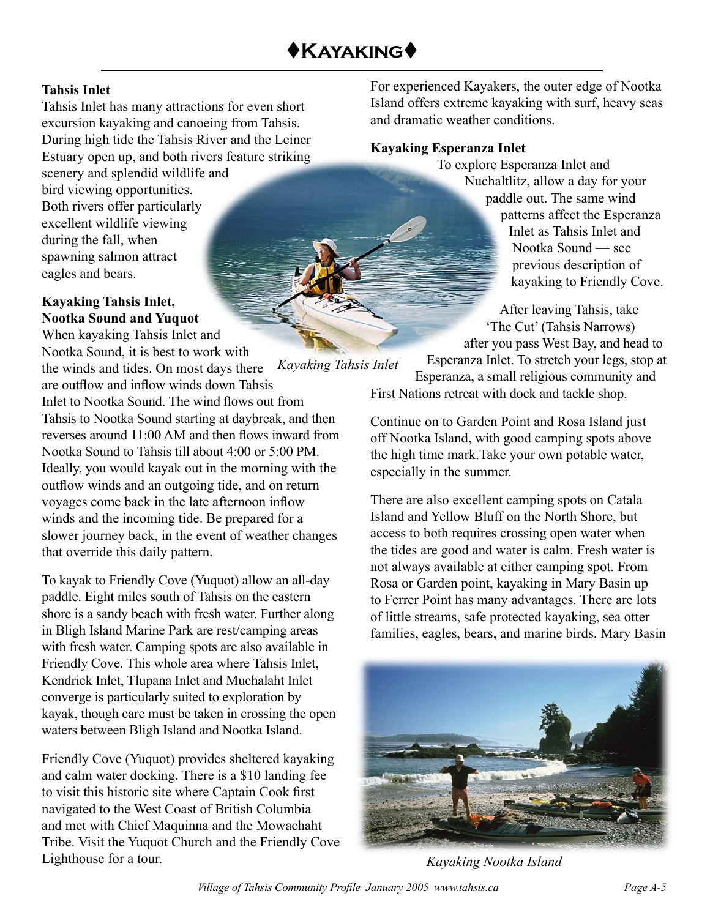# ♦Kayaking♦

**Tahsis Inlet**

Tahsis Inlet has many attractions for even short excursion kayaking and canoeing from Tahsis. During high tide the Tahsis River and the Leiner Estuary open up, and both rivers feature striking scenery and splendid wildlife and bird viewing opportunities. Both rivers offer particularly excellent wildlife viewing during the fall, when spawning salmon attract eagles and bears.

*Kayaking Tahsis Inlet*

**Kayaking Tahsis Inlet, Nootka Sound and Yuquot**

When kayaking Tahsis Inlet and Nootka Sound, it is best to work with the winds and tides. On most days there are outflow and inflow winds down Tahsis Inlet to Nootka Sound. The wind flows out from Tahsis to Nootka Sound starting at daybreak, and then reverses around 11:00 AM and then flows inward from Nootka Sound to Tahsis till about 4:00 or 5:00 PM. Ideally, you would kayak out in the morning with the outflow winds and an outgoing tide, and on return voyages come back in the late afternoon inflow winds and the incoming tide. Be prepared for a slower journey back, in the event of weather changes that override this daily pattern.

To kayak to Friendly Cove (Yuquot) allow an all-day paddle. Eight miles south of Tahsis on the eastern shore is a sandy beach with fresh water. Further along in Bligh Island Marine Park are rest/camping areas with fresh water. Camping spots are also available in Friendly Cove. This whole area where Tahsis Inlet, Kendrick Inlet, Tlupana Inlet and Muchalaht Inlet converge is particularly suited to exploration by kayak, though care must be taken in crossing the open waters between Bligh Island and Nootka Island.

Friendly Cove (Yuquot) provides sheltered kayaking and calm water docking. There is a $10 landing fee to visit this historic site where Captain Cook first navigated to the West Coast of British Columbia and met with Chief Maquinna and the Mowachaht Tribe. Visit the Yuquot Church and the Friendly Cove Lighthouse for a tour.

For experienced Kayakers, the outer edge of Nootka Island offers extreme kayaking with surf, heavy seas and dramatic weather conditions.

**Kayaking Esperanza Inlet**

To explore Esperanza Inlet and Nuchaltlitz, allow a day for your paddle out. The same wind patterns affect the Esperanza Inlet as Tahsis Inlet and Nootka Sound — see previous description of kayaking to Friendly Cove.

After leaving Tahsis, take 'The Cut' (Tahsis Narrows) after you pass West Bay, and head to Esperanza Inlet. To stretch your legs, stop at Esperanza, a small religious community and First Nations retreat with dock and tackle shop.

Continue on to Garden Point and Rosa Island just off Nootka Island, with good camping spots above the high time mark.Take your own potable water, especially in the summer.

There are also excellent camping spots on Catala Island and Yellow Bluff on the North Shore, but access to both requires crossing open water when the tides are good and water is calm. Fresh water is not always available at either camping spot. From Rosa or Garden point, kayaking in Mary Basin up to Ferrer Point has many advantages. There are lots of little streams, safe protected kayaking, sea otter families, eagles, bears, and marine birds. Mary Basin

*Kayaking Nootka Island*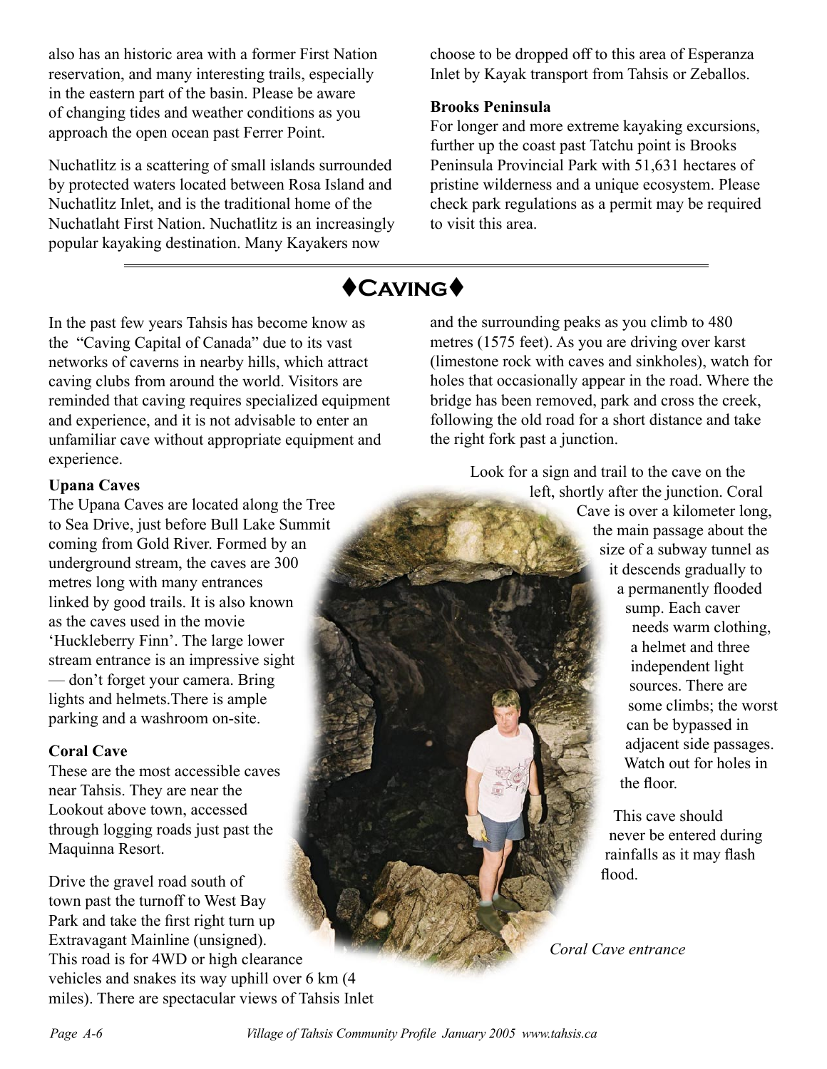also has an historic area with a former First Nation reservation, and many interesting trails, especially in the eastern part of the basin. Please be aware of changing tides and weather conditions as you approach the open ocean past Ferrer Point.

Nuchatlitz is a scattering of small islands surrounded by protected waters located between Rosa Island and Nuchatlitz Inlet, and is the traditional home of the Nuchatlaht First Nation. Nuchatlitz is an increasingly popular kayaking destination. Many Kayakers now choose to be dropped off to this area of Esperanza Inlet by Kayak transport from Tahsis or Zeballos.

**Brooks Peninsula**

For longer and more extreme kayaking excursions, further up the coast past Tatchu point is Brooks Peninsula Provincial Park with 51,631 hectares of pristine wilderness and a unique ecosystem. Please check park regulations as a permit may be required to visit this area.

## ♦Caving♦

In the past few years Tahsis has become know as the "Caving Capital of Canada" due to its vast networks of caverns in nearby hills, which attract caving clubs from around the world. Visitors are reminded that caving requires specialized equipment and experience, and it is not advisable to enter an unfamiliar cave without appropriate equipment and experience.

**Upana Caves**

The Upana Caves are located along the Tree to Sea Drive, just before Bull Lake Summit coming from Gold River. Formed by an underground stream, the caves are 300 metres long with many entrances linked by good trails. It is also known as the caves used in the movie 'Huckleberry Finn'. The large lower stream entrance is an impressive sight — don't forget your camera. Bring lights and helmets.There is ample parking and a washroom on-site.

**Coral Cave**

These are the most accessible caves near Tahsis. They are near the Lookout above town, accessed through logging roads just past the Maquinna Resort.

Drive the gravel road south of town past the turnoff to West Bay Park and take the first right turn up Extravagant Mainline (unsigned). This road is for 4WD or high clearance vehicles and snakes its way uphill over 6 km (4 miles). There are spectacular views of Tahsis Inlet and the surrounding peaks as you climb to 480 metres (1575 feet). As you are driving over karst (limestone rock with caves and sinkholes), watch for holes that occasionally appear in the road. Where the bridge has been removed, park and cross the creek, following the old road for a short distance and take the right fork past a junction.

Look for a sign and trail to the cave on the left, shortly after the junction. Coral Cave is over a kilometer long, the main passage about the size of a subway tunnel as it descends gradually to a permanently flooded sump. Each caver needs warm clothing, a helmet and three independent light sources. There are some climbs; the worst can be bypassed in adjacent side passages. Watch out for holes in the floor.

This cave should never be entered during rainfalls as it may flash flood.

*Coral Cave entrance*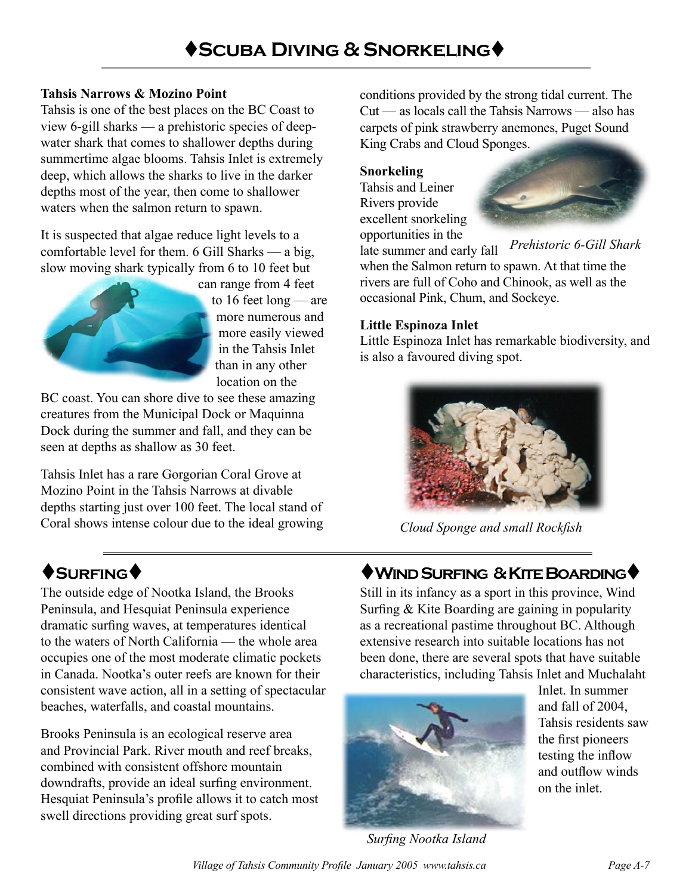# ♦Scuba Diving & Snorkeling♦

**Tahsis Narrows & Mozino Point**

Tahsis is one of the best places on the BC Coast to view 6-gill sharks — a prehistoric species of deep-water shark that comes to shallower depths during summertime algae blooms. Tahsis Inlet is extremely deep, which allows the sharks to live in the darker depths most of the year, then come to shallower waters when the salmon return to spawn.

It is suspected that algae reduce light levels to a comfortable level for them. 6 Gill Sharks — a big, slow moving shark typically from 6 to 10 feet but can range from 4 feet to 16 feet long — are more numerous and more easily viewed in the Tahsis Inlet than in any other location on the BC coast. You can shore dive to see these amazing creatures from the Municipal Dock or Maquinna Dock during the summer and fall, and they can be seen at depths as shallow as 30 feet.

Tahsis Inlet has a rare Gorgorian Coral Grove at Mozino Point in the Tahsis Narrows at divable depths starting just over 100 feet. The local stand of Coral shows intense colour due to the ideal growing conditions provided by the strong tidal current. The Cut — as locals call the Tahsis Narrows — also has carpets of pink strawberry anemones, Puget Sound King Crabs and Cloud Sponges.

**Snorkeling**

Tahsis and Leiner Rivers provide excellent snorkeling opportunities in the late summer and early fall when the Salmon return to spawn. At that time the rivers are full of Coho and Chinook, as well as the occasional Pink, Chum, and Sockeye.

*Prehistoric 6-Gill Shark*

**Little Espinoza Inlet**

Little Espinoza Inlet has remarkable biodiversity, and is also a favoured diving spot.

*Cloud Sponge and small Rockfish*

## ♦Surfing♦

The outside edge of Nootka Island, the Brooks Peninsula, and Hesquiat Peninsula experience dramatic surfing waves, at temperatures identical to the waters of North California — the whole area occupies one of the most moderate climatic pockets in Canada. Nootka's outer reefs are known for their consistent wave action, all in a setting of spectacular beaches, waterfalls, and coastal mountains.

Brooks Peninsula is an ecological reserve area and Provincial Park. River mouth and reef breaks, combined with consistent offshore mountain downdrafts, provide an ideal surfing environment. Hesquiat Peninsula's profile allows it to catch most swell directions providing great surf spots.

## ♦Wind Surfing & Kite Boarding♦

Still in its infancy as a sport in this province, Wind Surfing & Kite Boarding are gaining in popularity as a recreational pastime throughout BC. Although extensive research into suitable locations has not been done, there are several spots that have suitable characteristics, including Tahsis Inlet and Muchalaht Inlet. In summer and fall of 2004, Tahsis residents saw the first pioneers testing the inflow and outflow winds on the inlet.

*Surfing Nootka Island*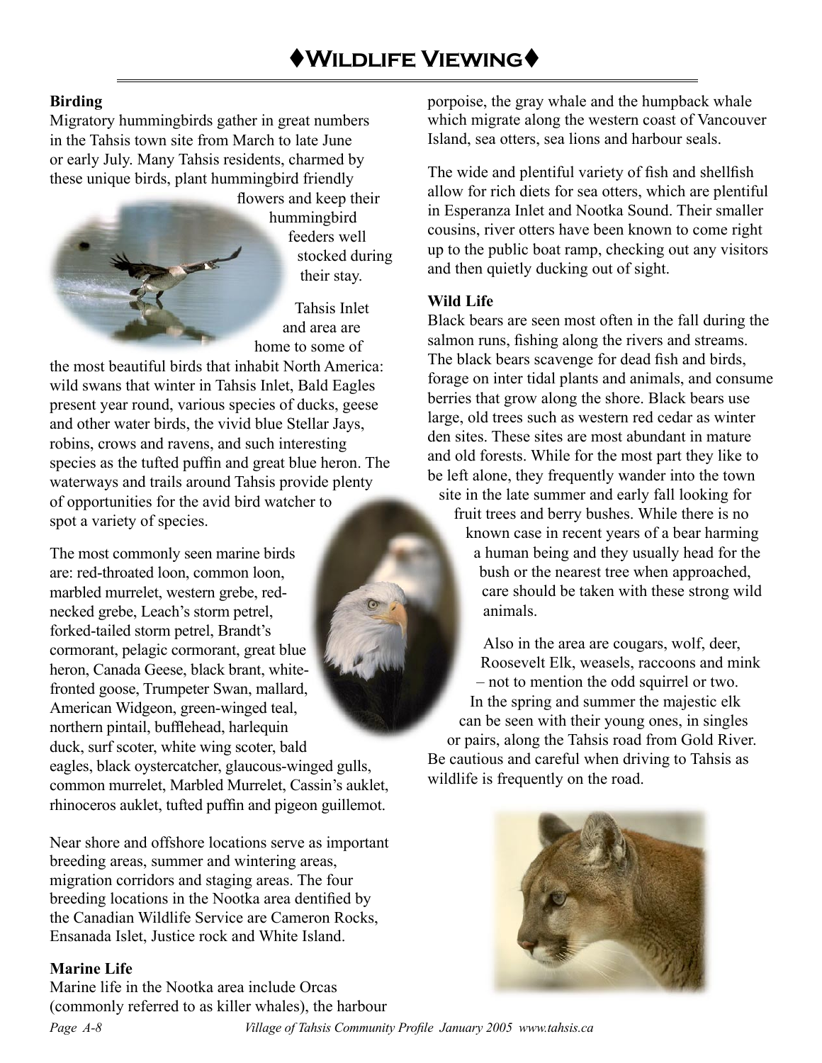# ♦Wildlife Viewing♦

**Birding**

Migratory hummingbirds gather in great numbers in the Tahsis town site from March to late June or early July. Many Tahsis residents, charmed by these unique birds, plant hummingbird friendly flowers and keep their hummingbird feeders well stocked during their stay.

Tahsis Inlet and area are home to some of the most beautiful birds that inhabit North America: wild swans that winter in Tahsis Inlet, Bald Eagles present year round, various species of ducks, geese and other water birds, the vivid blue Stellar Jays, robins, crows and ravens, and such interesting species as the tufted puffin and great blue heron. The waterways and trails around Tahsis provide plenty of opportunities for the avid bird watcher to spot a variety of species.

The most commonly seen marine birds are: red-throated loon, common loon, marbled murrelet, western grebe, red-necked grebe, Leach's storm petrel, forked-tailed storm petrel, Brandt's cormorant, pelagic cormorant, great blue heron, Canada Geese, black brant, white-fronted goose, Trumpeter Swan, mallard, American Widgeon, green-winged teal, northern pintail, bufflehead, harlequin duck, surf scoter, white wing scoter, bald eagles, black oystercatcher, glaucous-winged gulls, common murrelet, Marbled Murrelet, Cassin's auklet, rhinoceros auklet, tufted puffin and pigeon guillemot.

Near shore and offshore locations serve as important breeding areas, summer and wintering areas, migration corridors and staging areas. The four breeding locations in the Nootka area dentified by the Canadian Wildlife Service are Cameron Rocks, Ensanada Islet, Justice rock and White Island.

**Marine Life**

Marine life in the Nootka area include Orcas (commonly referred to as killer whales), the harbour porpoise, the gray whale and the humpback whale which migrate along the western coast of Vancouver Island, sea otters, sea lions and harbour seals.

The wide and plentiful variety of fish and shellfish allow for rich diets for sea otters, which are plentiful in Esperanza Inlet and Nootka Sound. Their smaller cousins, river otters have been known to come right up to the public boat ramp, checking out any visitors and then quietly ducking out of sight.

**Wild Life**

Black bears are seen most often in the fall during the salmon runs, fishing along the rivers and streams. The black bears scavenge for dead fish and birds, forage on inter tidal plants and animals, and consume berries that grow along the shore. Black bears use large, old trees such as western red cedar as winter den sites. These sites are most abundant in mature and old forests. While for the most part they like to be left alone, they frequently wander into the town site in the late summer and early fall looking for fruit trees and berry bushes. While there is no known case in recent years of a bear harming a human being and they usually head for the bush or the nearest tree when approached, care should be taken with these strong wild animals.

Also in the area are cougars, wolf, deer, Roosevelt Elk, weasels, raccoons and mink – not to mention the odd squirrel or two. In the spring and summer the majestic elk can be seen with their young ones, in singles or pairs, along the Tahsis road from Gold River. Be cautious and careful when driving to Tahsis as wildlife is frequently on the road.